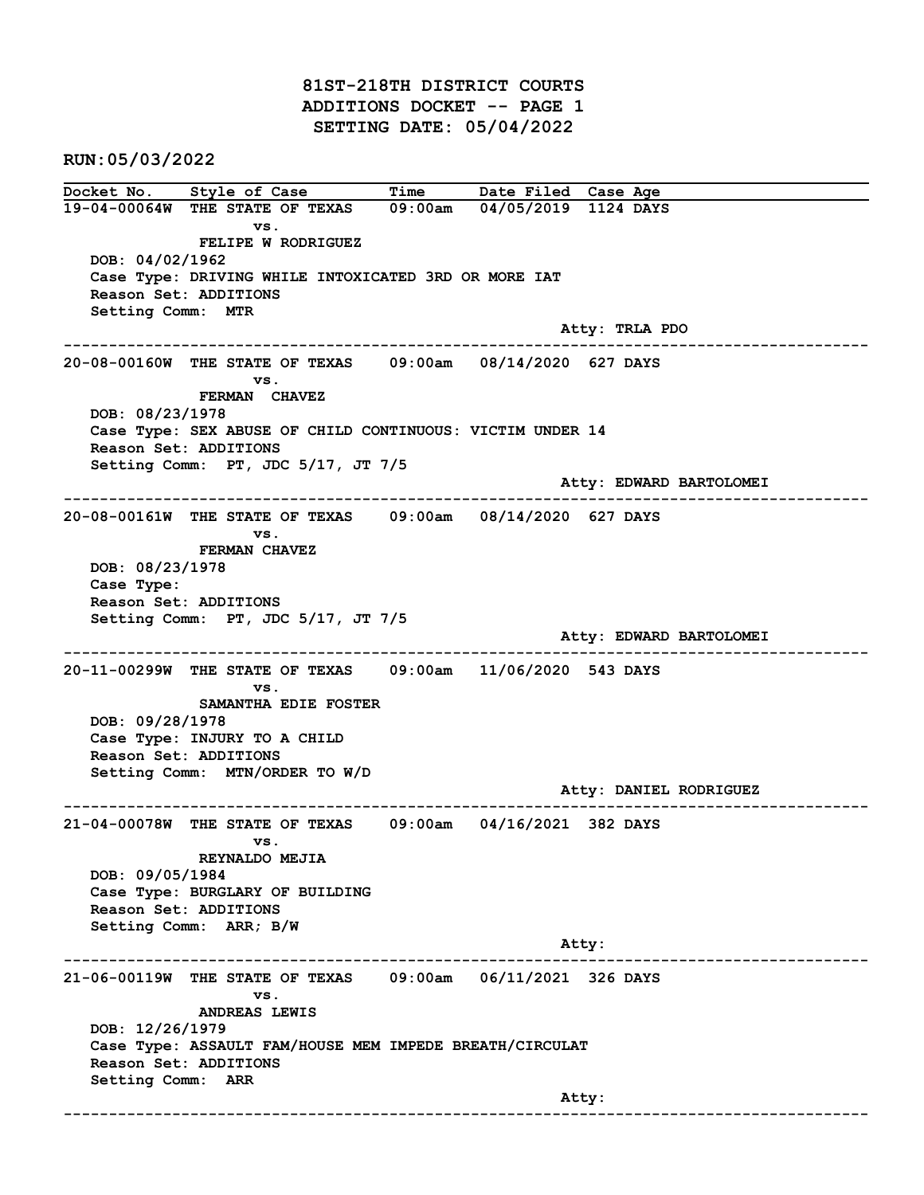# 81ST-218TH DISTRICT COURTS
## ADDITIONS DOCKET -- PAGE 1
## SETTING DATE: 05/04/2022

RUN:05/03/2022

| Docket No. | Style of Case | Time | Date Filed | Case Age |
|---|---|---|---|---|

**19-04-00064W** THE STATE OF TEXAS vs. FELIPE W RODRIGUEZ — 09:00am — 04/05/2019 — 1124 DAYS

DOB: 04/02/1962
Case Type: DRIVING WHILE INTOXICATED 3RD OR MORE IAT
Reason Set: ADDITIONS
Setting Comm: MTR
Atty: TRLA PDO

---

**20-08-00160W** THE STATE OF TEXAS vs. FERMAN CHAVEZ — 09:00am — 08/14/2020 — 627 DAYS

DOB: 08/23/1978
Case Type: SEX ABUSE OF CHILD CONTINUOUS: VICTIM UNDER 14
Reason Set: ADDITIONS
Setting Comm: PT, JDC 5/17, JT 7/5
Atty: EDWARD BARTOLOMEI

---

**20-08-00161W** THE STATE OF TEXAS vs. FERMAN CHAVEZ — 09:00am — 08/14/2020 — 627 DAYS

DOB: 08/23/1978
Case Type:
Reason Set: ADDITIONS
Setting Comm: PT, JDC 5/17, JT 7/5
Atty: EDWARD BARTOLOMEI

---

**20-11-00299W** THE STATE OF TEXAS vs. SAMANTHA EDIE FOSTER — 09:00am — 11/06/2020 — 543 DAYS

DOB: 09/28/1978
Case Type: INJURY TO A CHILD
Reason Set: ADDITIONS
Setting Comm: MTN/ORDER TO W/D
Atty: DANIEL RODRIGUEZ

---

**21-04-00078W** THE STATE OF TEXAS vs. REYNALDO MEJIA — 09:00am — 04/16/2021 — 382 DAYS

DOB: 09/05/1984
Case Type: BURGLARY OF BUILDING
Reason Set: ADDITIONS
Setting Comm: ARR; B/W
Atty:

---

**21-06-00119W** THE STATE OF TEXAS vs. ANDREAS LEWIS — 09:00am — 06/11/2021 — 326 DAYS

DOB: 12/26/1979
Case Type: ASSAULT FAM/HOUSE MEM IMPEDE BREATH/CIRCULAT
Reason Set: ADDITIONS
Setting Comm: ARR
Atty:

---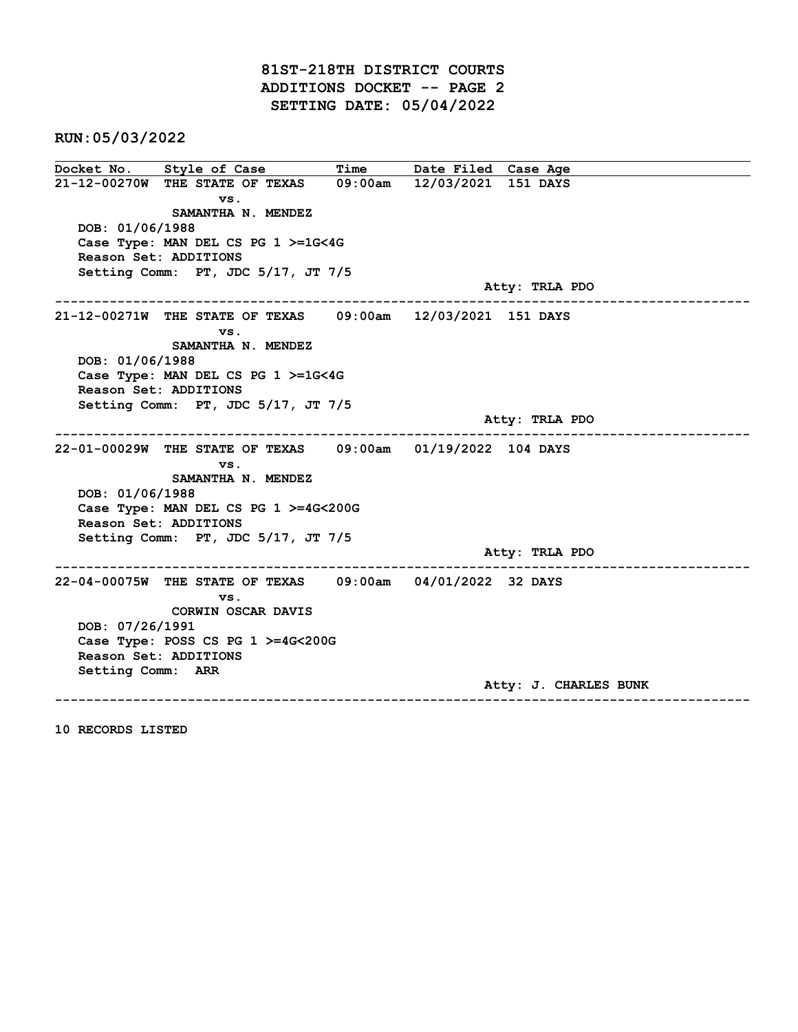# 81ST-218TH DISTRICT COURTS
# ADDITIONS DOCKET -- PAGE 2
# SETTING DATE: 05/04/2022

**RUN:05/03/2022**

| Docket No. | Style of Case | Time | Date Filed | Case Age |
|---|---|---|---|---|
| 21-12-00270W | THE STATE OF TEXAS vs. SAMANTHA N. MENDEZ | 09:00am | 12/03/2021 | 151 DAYS |

DOB: 01/06/1988
Case Type: MAN DEL CS PG 1 >=1G<4G
Reason Set: ADDITIONS
Setting Comm: PT, JDC 5/17, JT 7/5
Atty: TRLA PDO

---

| Docket No. | Style of Case | Time | Date Filed | Case Age |
|---|---|---|---|---|
| 21-12-00271W | THE STATE OF TEXAS vs. SAMANTHA N. MENDEZ | 09:00am | 12/03/2021 | 151 DAYS |

DOB: 01/06/1988
Case Type: MAN DEL CS PG 1 >=1G<4G
Reason Set: ADDITIONS
Setting Comm: PT, JDC 5/17, JT 7/5
Atty: TRLA PDO

---

| Docket No. | Style of Case | Time | Date Filed | Case Age |
|---|---|---|---|---|
| 22-01-00029W | THE STATE OF TEXAS vs. SAMANTHA N. MENDEZ | 09:00am | 01/19/2022 | 104 DAYS |

DOB: 01/06/1988
Case Type: MAN DEL CS PG 1 >=4G<200G
Reason Set: ADDITIONS
Setting Comm: PT, JDC 5/17, JT 7/5
Atty: TRLA PDO

---

| Docket No. | Style of Case | Time | Date Filed | Case Age |
|---|---|---|---|---|
| 22-04-00075W | THE STATE OF TEXAS vs. CORWIN OSCAR DAVIS | 09:00am | 04/01/2022 | 32 DAYS |

DOB: 07/26/1991
Case Type: POSS CS PG 1 >=4G<200G
Reason Set: ADDITIONS
Setting Comm: ARR
Atty: J. CHARLES BUNK

---

10 RECORDS LISTED